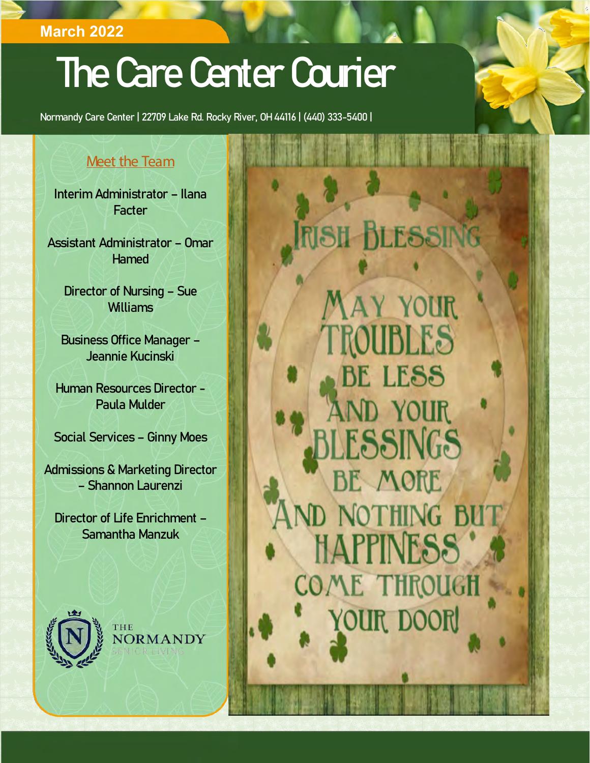March 2022

# The Care Center Courier

Normandy Care Center | 22709 Lake Rd. Rocky River, OH 44116 | (440) 333-5400 |

## Meet the Team

Interim Administrator – Ilana Facter

Assistant Administrator – Omar Hamed

Director of Nursing – Sue Williams

Business Office Manager – Jeannie Kucinski

Human Resources Director - Paula Mulder

Social Services – Ginny Moes

Admissions & Marketing Director – Shannon Laurenzi

Director of Life Enrichment – Samantha Manzuk

THE NORMANDY SENIOR LIVING

## Irish Blessing

May your troubles be less and your blessings be more and nothing but happiness come through your door!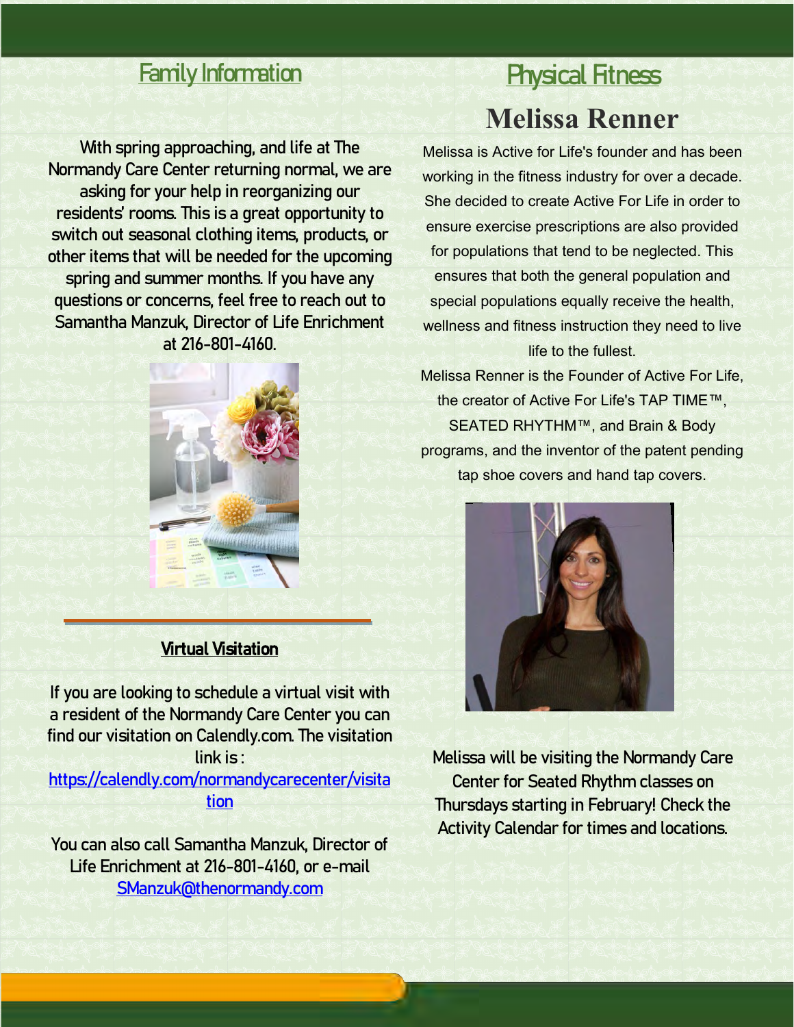## Family Information

With spring approaching, and life at The Normandy Care Center returning normal, we are asking for your help in reorganizing our residents' rooms. This is a great opportunity to switch out seasonal clothing items, products, or other items that will be needed for the upcoming spring and summer months. If you have any questions or concerns, feel free to reach out to Samantha Manzuk, Director of Life Enrichment at 216-801-4160.

### Virtual Visitation

If you are looking to schedule a virtual visit with a resident of the Normandy Care Center you can find our visitation on Calendly.com. The visitation link is : [https://calendly.com/normandycarecenter/visitation](https://calendly.com/normandycarecenter/visitation)

You can also call Samantha Manzuk, Director of Life Enrichment at 216-801-4160, or e-mail [SManzuk@thenormandy.com](mailto:SManzuk@thenormandy.com)

## Physical Fitness

### Melissa Renner

Melissa is Active for Life's founder and has been working in the fitness industry for over a decade. She decided to create Active For Life in order to ensure exercise prescriptions are also provided for populations that tend to be neglected. This ensures that both the general population and special populations equally receive the health, wellness and fitness instruction they need to live life to the fullest.

Melissa Renner is the Founder of Active For Life, the creator of Active For Life's TAP TIME™, SEATED RHYTHM™, and Brain & Body programs, and the inventor of the patent pending tap shoe covers and hand tap covers.

Melissa will be visiting the Normandy Care Center for Seated Rhythm classes on Thursdays starting in February! Check the Activity Calendar for times and locations.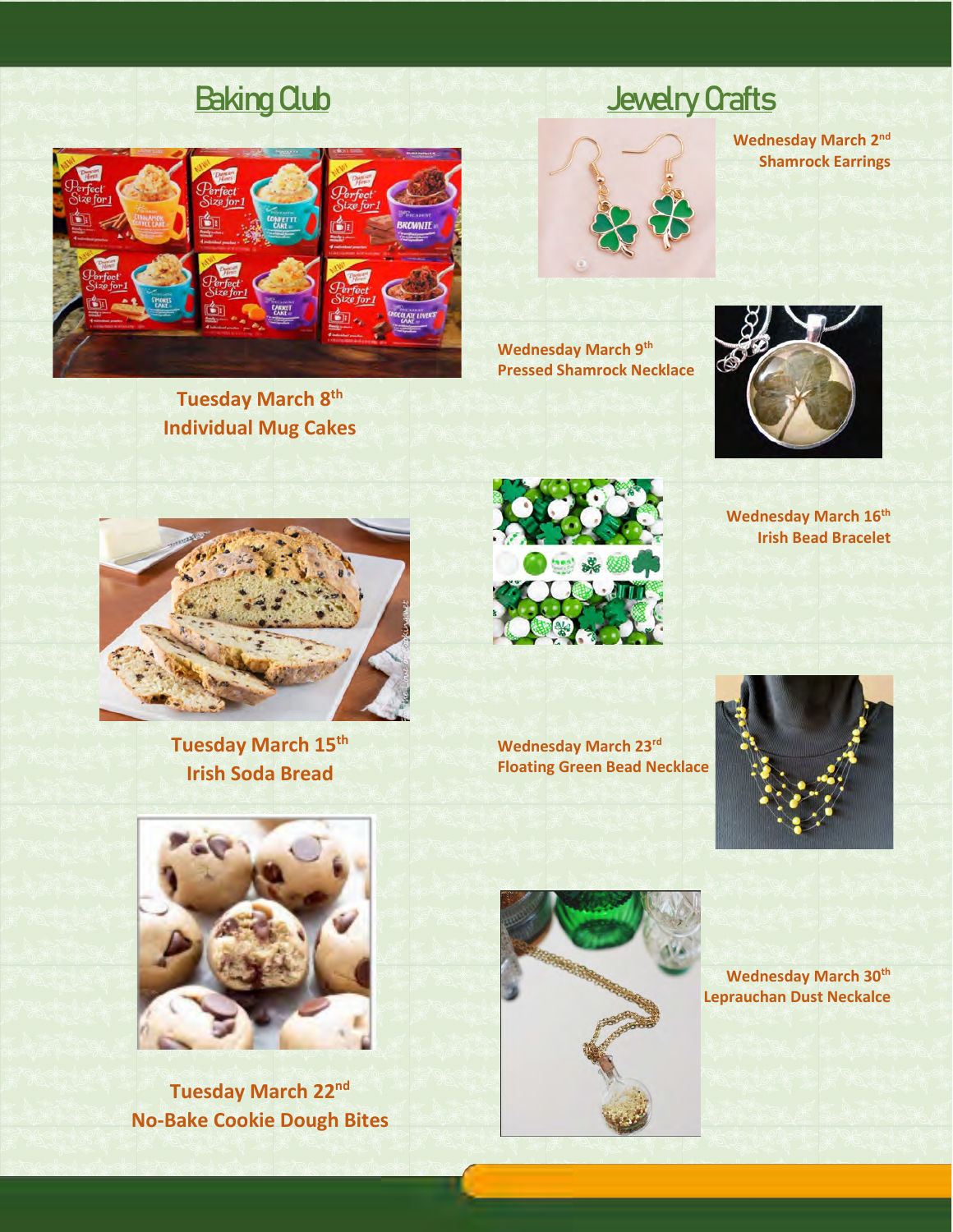## Baking Club

**Tuesday March 8th**
**Individual Mug Cakes**

**Tuesday March 15th**
**Irish Soda Bread**

**Tuesday March 22nd**
**No-Bake Cookie Dough Bites**

## Jewelry Crafts

**Wednesday March 2nd**
**Shamrock Earrings**

**Wednesday March 9th**
**Pressed Shamrock Necklace**

**Wednesday March 16th**
**Irish Bead Bracelet**

**Wednesday March 23rd**
**Floating Green Bead Necklace**

**Wednesday March 30th**
**Leprauchan Dust Neckalce**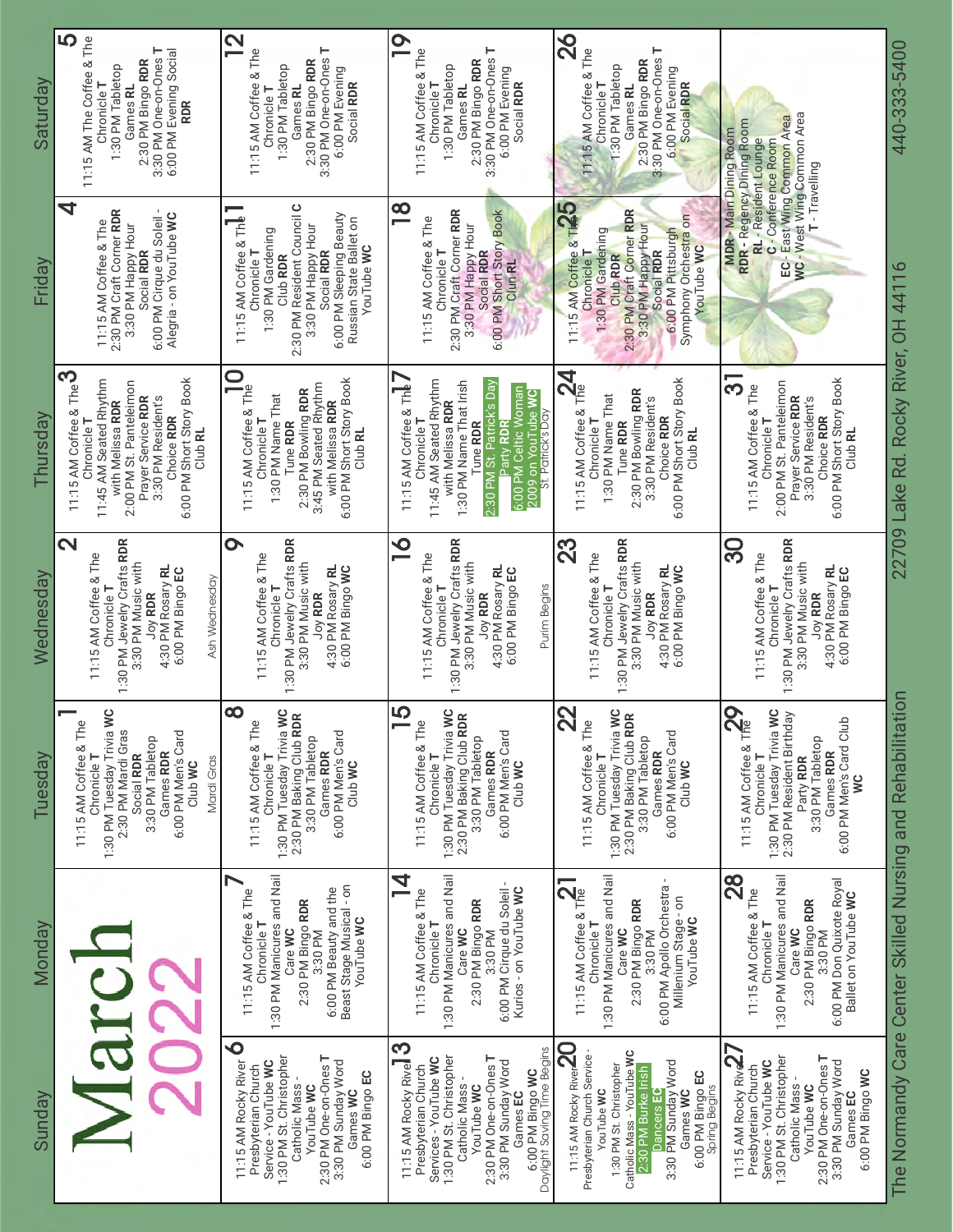# March 2022

| Sunday | Monday | Tuesday | Wednesday | Thursday | Friday | Saturday |
|---|---|---|---|---|---|---|
| | | **1** 11:15 AM Coffee & The Chronicle **T** 1:30 PM Tuesday Trivia **WC** 2:30 PM Mardi Gras Social **RDR** 3:30 PM Tabletop Games **RDR** 6:00 PM Men's Card Club **WC** Mardi Gras | **2** 11:15 AM Coffee & The Chronicle **T** 1:30 PM Jewelry Crafts **RDR** 3:30 PM Music with Joy **RDR** 4:30 PM Rosary **RL** 6:00 PM Bingo **EC** Ash Wednesday | **3** 11:15 AM Coffee & The Chronicle **T** 11:45 AM Seated Rhythm with Melissa **RDR** 2:00 PM St. Panteleimon Prayer Service **RDR** 3:30 PM Resident's Choice **RDR** 6:00 PM Short Story Book Club **RL** | **4** 11:15 AM Coffee & The Chronicle **T** 2:30 PM Craft Corner **RDR** 3:30 PM Happy Hour Social **RDR** 6:00 PM Cirque du Soleil - Alegria - on YouTube **WC** | **5** 11:15 AM The Coffee & The Chronicle **T** 1:30 PM Tabletop Games **RL** 2:30 PM Bingo **RDR** 3:30 PM One-on-Ones **T** 6:00 PM Evening Social **RDR** |
| **6** 11:15 AM Rocky River Presbyterian Church Service - YouTube **WC** 1:30 PM St. Christopher Catholic Mass - YouTube **WC** 2:30 PM One-on-Ones **T** 3:30 PM Sunday Word Games **WC** 6:00 PM Bingo **EC** | **7** 11:15 AM Coffee & The Chronicle **T** 1:30 PM Manicures and Nail Care **WC** 2:30 PM Bingo **RDR** 3:30 PM 6:00 PM Beauty and the Beast Stage Musical - on YouTube **WC** | **8** 11:15 AM Coffee & The Chronicle **T** 1:30 PM Tuesday Trivia **WC** 2:30 PM Baking Club **RDR** 3:30 PM Tabletop Games **RDR** 6:00 PM Men's Card Club **WC** | **9** 11:15 AM Coffee & The Chronicle **T** 1:30 PM Jewelry Crafts **RDR** 3:30 PM Music with Joy **RDR** 4:30 PM Rosary **RL** 6:00 PM Bingo **WC** | **10** 11:15 AM Coffee & The Chronicle **T** 1:30 PM Name That Tune **RDR** 2:30 PM Bowling **RDR** 3:45 PM Seated Rhythm with Melissa **RDR** 6:00 PM Short Story Book Club **RL** | **11** 11:15 AM Coffee & The Chronicle **T** 1:30 PM Gardening Club **RDR** 2:30 PM Resident Council **C** 3:30 PM Happy Hour Social **RDR** 6:00 PM Sleeping Beauty Russian State Ballet on YouTube **WC** | **12** 11:15 AM Coffee & The Chronicle **T** 1:30 PM Tabletop Games **RL** 2:30 PM Bingo **RDR** 3:30 PM One-on-Ones **T** 6:00 PM Evening Social **RDR** |
| **13** 11:15 AM Rocky River Presbyterian Church Services - YouTube **WC** 1:30 PM St. Christopher Catholic Mass - YouTube **WC** 2:30 PM One-on-Ones **T** 3:30 PM Sunday Word Games **EC** 6:00 PM Bingo **WC** Daylight Saving Time Begins | **14** 11:15 AM Coffee & The Chronicle **T** 1:30 PM Manicures and Nail Care **WC** 2:30 PM Bingo **RDR** 3:30 PM 6:00 PM Cirque du Soleil - Kurios - on YouTube **WC** | **15** 11:15 AM Coffee & The Chronicle **T** 1:30 PM Tuesday Trivia **WC** 2:30 PM Baking Club **RDR** 3:30 PM Tabletop Games **RDR** 6:00 PM Men's Card Club **WC** | **16** 11:15 AM Coffee & The Chronicle **T** 1:30 PM Jewelry Crafts **RDR** 3:30 PM Music with Joy **RDR** 4:30 PM Rosary **RL** 6:00 PM Bingo **EC** Purim Begins | **17** 11:15 AM Coffee & The Chronicle **T** 11:45 AM Seated Rhythm with Melissa **RDR** 1:30 PM Name That Irish Tune **RDR** 2:30 PM St. Patrick's Day Party **RDR** 6:00 PM Celtic Woman 2009 on YouTube **WC** St. Patrick's Day | **18** 11:15 AM Coffee & The Chronicle **T** 2:30 PM Craft Corner **RDR** 3:30 PM Happy Hour Social **RDR** 6:00 PM Short Story Book Club **RL** | **19** 11:15 AM Coffee & The Chronicle **T** 1:30 PM Tabletop Games **RL** 2:30 PM Bingo **RDR** 3:30 PM One-on-Ones **T** 6:00 PM Evening Social **RDR** |
| **20** 11:15 AM Rocky River Presbyterian Church Service - YouTube **WC** 1:30 PM St. Christopher Catholic Mass - YouTube **WC** 2:30 PM Burke Irish Dancers **EC** 3:30 PM Sunday Word Games **WC** 6:00 PM Bingo **EC** Spring Begins | **21** 11:15 AM Coffee & The Chronicle **T** 1:30 PM Manicures and Nail Care **WC** 2:30 PM Bingo **RDR** 3:30 PM 6:00 PM Apollo Orchestra - Millenium Stage - on YouTube **WC** | **22** 11:15 AM Coffee & The Chronicle **T** 1:30 PM Tuesday Trivia **WC** 2:30 PM Baking Club **RDR** 3:30 PM Tabletop Games **RDR** 6:00 PM Men's Card Club **WC** | **23** 11:15 AM Coffee & The Chronicle **T** 1:30 PM Jewelry Crafts **RDR** 3:30 PM Music with Joy **RDR** 4:30 PM Rosary **RL** 6:00 PM Bingo **WC** | **24** 11:15 AM Coffee & The Chronicle **T** 1:30 PM Name That Tune **RDR** 2:30 PM Bowling **RDR** 3:30 PM Resident's Choice **RDR** 6:00 PM Short Story Book Club **RL** | **25** 11:15 AM Coffee & The Chronicle **T** 1:30 PM Gardening Club **RDR** 2:30 PM Craft Corner **RDR** 3:30 PM Happy Hour Social **RDR** 6:00 PM Pittsburgh Symphony Orchestra on YouTube **WC** | **26** 11:15 AM Coffee & The Chronicle **T** 1:30 PM Tabletop Games **RL** 2:30 PM Bingo **RDR** 3:30 PM One-on-Ones **T** 6:00 PM Evening Social **RDR** |
| **27** 11:15 AM Rocky River Presbyterian Church Service - YouTube **WC** 1:30 PM St. Christopher Catholic Mass - YouTube **WC** 2:30 PM One-on-Ones **T** 3:30 PM Sunday Word Games **EC** 6:00 PM Bingo **WC** | **28** 11:15 AM Coffee & The Chronicle **T** 1:30 PM Manicures and Nail Care **WC** 2:30 PM Bingo **RDR** 3:30 PM 6:00 PM Don Quixote Royal Ballet on YouTube **WC** | **29** 11:15 AM Coffee & The Chronicle **T** 1:30 PM Tuesday Trivia **WC** 2:30 PM Resident Birthday Party **RDR** 3:30 PM Tabletop Games **RDR** 6:00 PM Men's Card Club **WC** | **30** 11:15 AM Coffee & The Chronicle **T** 1:30 PM Jewelry Crafts **RDR** 3:30 PM Music with Joy **RDR** 4:30 PM Rosary **RL** 6:00 PM Bingo **EC** | **31** 11:15 AM Coffee & The Chronicle **T** 2:00 PM St. Panteleimon Prayer Service **RDR** 3:30 PM Resident's Choice **RDR** 6:00 PM Short Story Book Club **RL** | **MDR** - Main Dining Room **RDR** - Regency Dining Room **RL** - Resident Lounge **C** - Conference Room **EC** - East Wing Common Area **WC** - West Wing Common Area **T** - Travelling | |

The Normandy Care Center Skilled Nursing and Rehabilitation 22709 Lake Rd. Rocky River, OH 44116 440-333-5400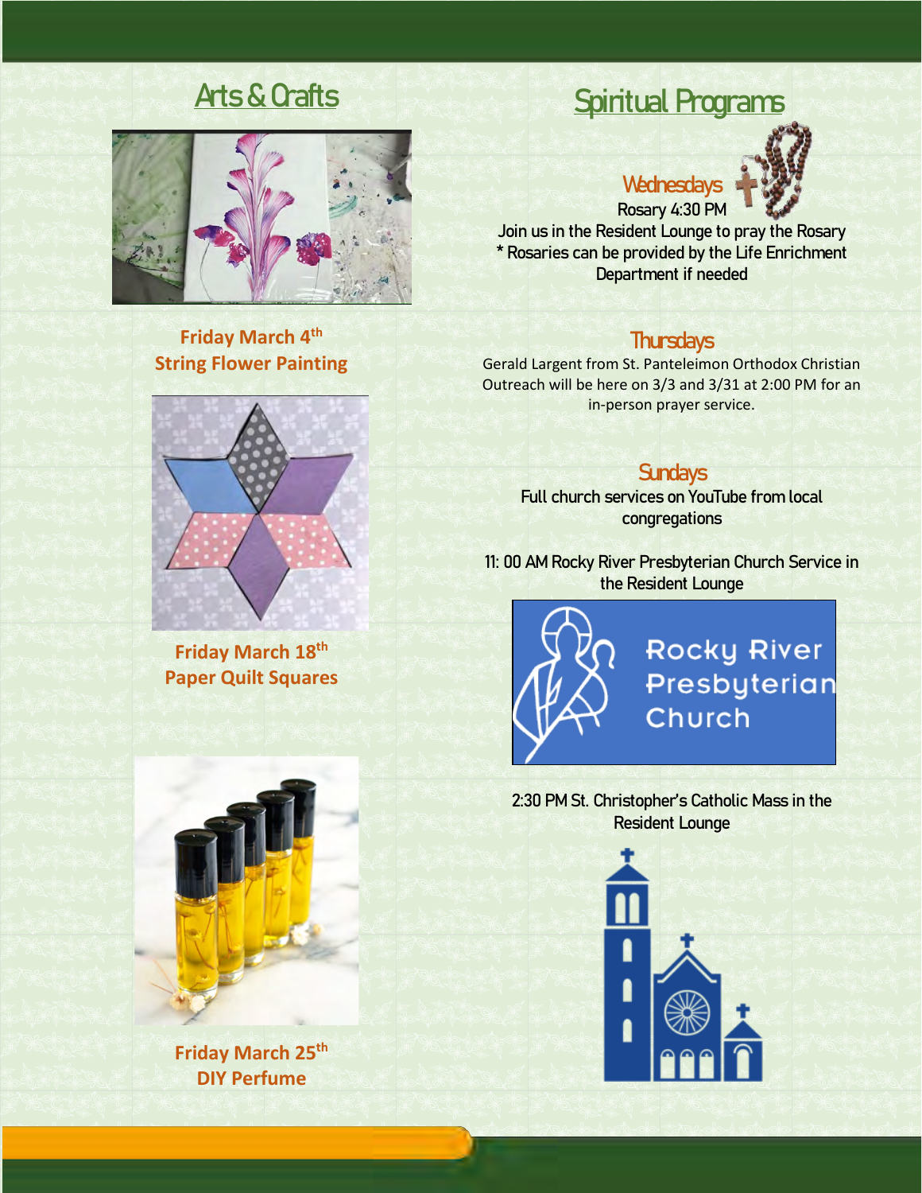## Arts & Crafts

**Friday March 4th**
**String Flower Painting**

**Friday March 18th**
**Paper Quilt Squares**

**Friday March 25th**
**DIY Perfume**

## Spiritual Programs

### Wednesdays

Rosary 4:30 PM
Join us in the Resident Lounge to pray the Rosary
* Rosaries can be provided by the Life Enrichment Department if needed

### Thursdays

Gerald Largent from St. Panteleimon Orthodox Christian Outreach will be here on 3/3 and 3/31 at 2:00 PM for an in-person prayer service.

### Sundays

Full church services on YouTube from local congregations

11: 00 AM Rocky River Presbyterian Church Service in the Resident Lounge

Rocky River Presbyterian Church

2:30 PM St. Christopher's Catholic Mass in the Resident Lounge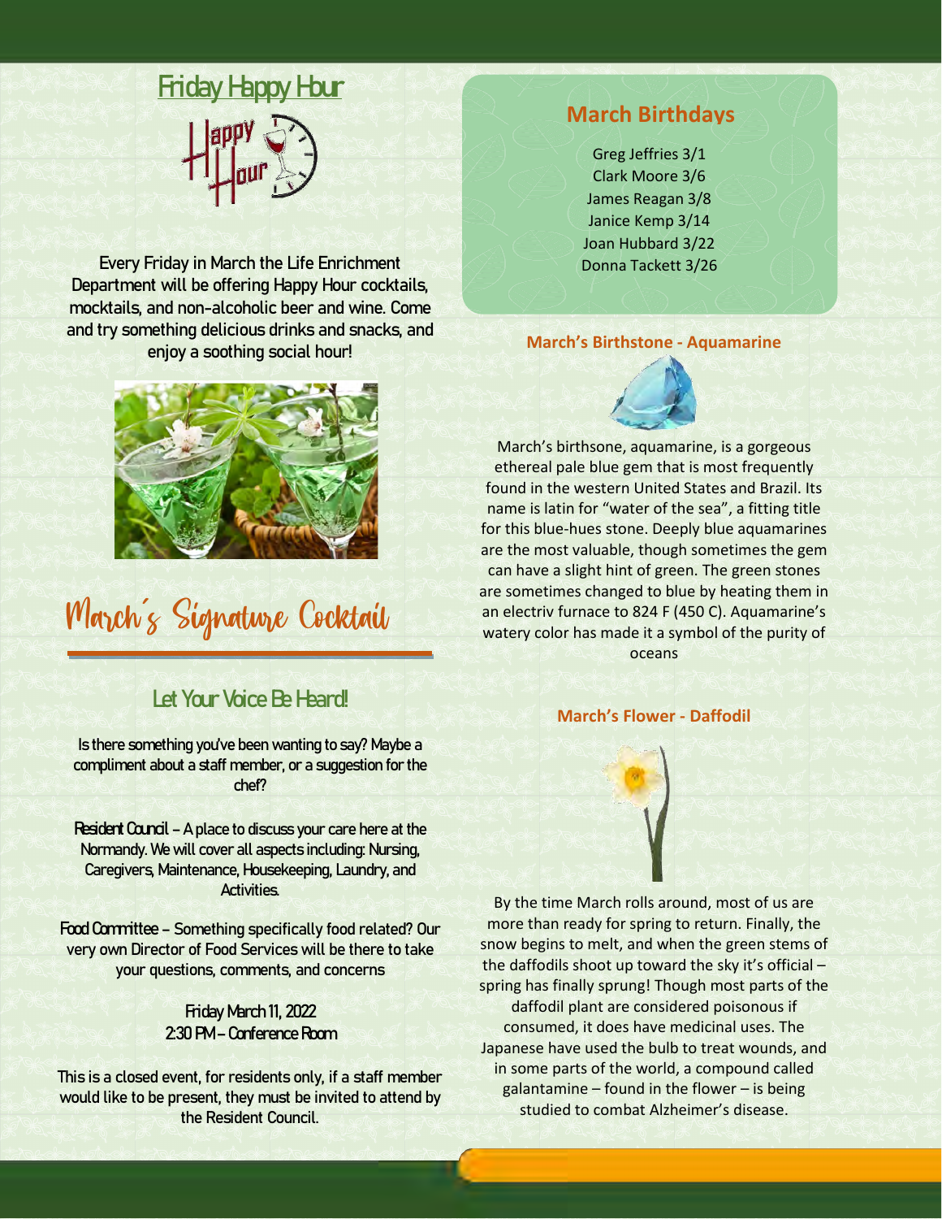## Friday Happy Hour

Every Friday in March the Life Enrichment Department will be offering Happy Hour cocktails, mocktails, and non-alcoholic beer and wine. Come and try something delicious drinks and snacks, and enjoy a soothing social hour!

## March's Signature Cocktail

## Let Your Voice Be Heard!

Is there something you've been wanting to say? Maybe a compliment about a staff member, or a suggestion for the chef?

**Resident Council** – A place to discuss your care here at the Normandy. We will cover all aspects including: Nursing, Caregivers, Maintenance, Housekeeping, Laundry, and Activities.

**Food Committee** – Something specifically food related? Our very own Director of Food Services will be there to take your questions, comments, and concerns

Friday March 11, 2022
2:30 PM – Conference Room

This is a closed event, for residents only, if a staff member would like to be present, they must be invited to attend by the Resident Council.

## March Birthdays

Greg Jeffries 3/1
Clark Moore 3/6
James Reagan 3/8
Janice Kemp 3/14
Joan Hubbard 3/22
Donna Tackett 3/26

### March's Birthstone - Aquamarine

March's birthsone, aquamarine, is a gorgeous ethereal pale blue gem that is most frequently found in the western United States and Brazil. Its name is latin for "water of the sea", a fitting title for this blue-hues stone. Deeply blue aquamarines are the most valuable, though sometimes the gem can have a slight hint of green. The green stones are sometimes changed to blue by heating them in an electriv furnace to 824 F (450 C). Aquamarine's watery color has made it a symbol of the purity of oceans

### March's Flower - Daffodil

By the time March rolls around, most of us are more than ready for spring to return. Finally, the snow begins to melt, and when the green stems of the daffodils shoot up toward the sky it's official – spring has finally sprung! Though most parts of the daffodil plant are considered poisonous if consumed, it does have medicinal uses. The Japanese have used the bulb to treat wounds, and in some parts of the world, a compound called galantamine – found in the flower – is being studied to combat Alzheimer's disease.